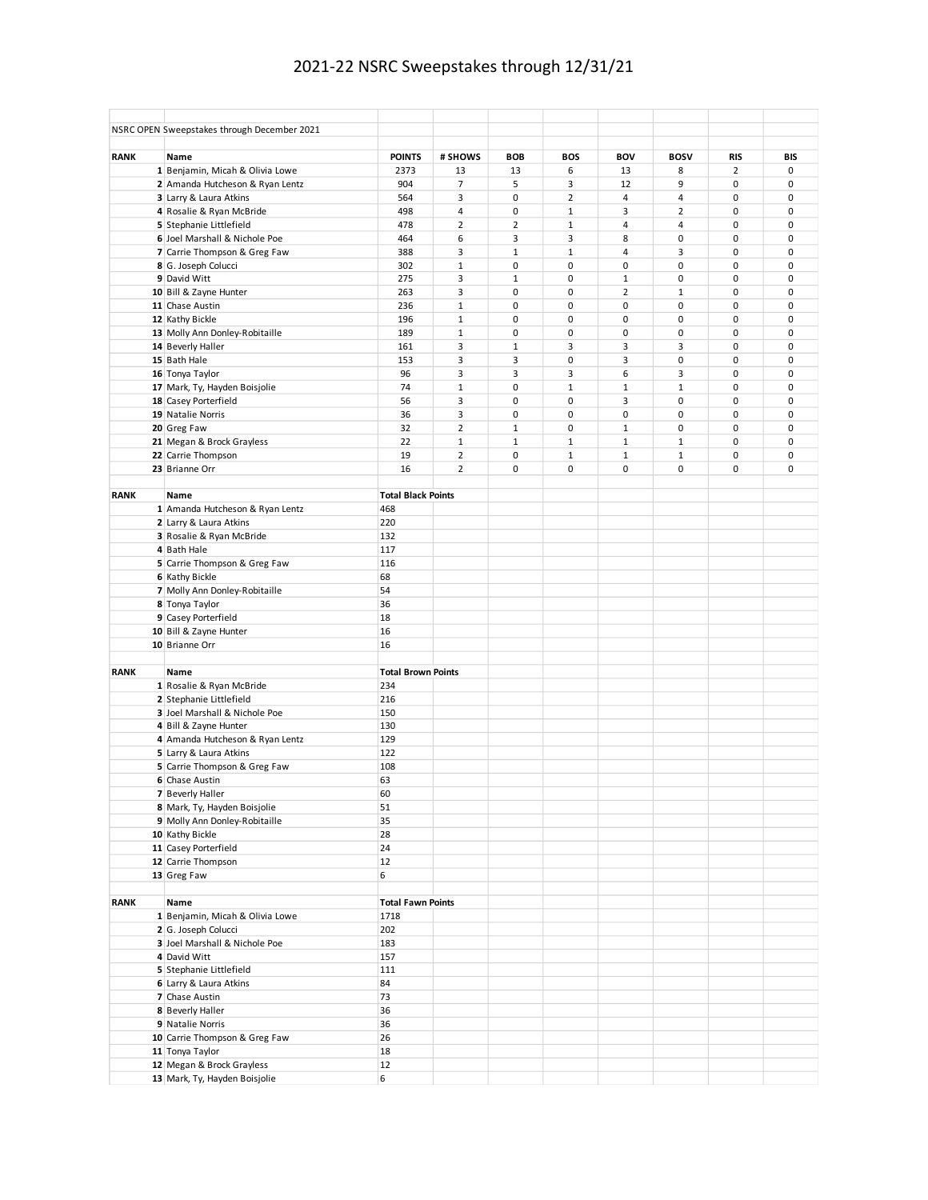# 2021-22 NSRC Sweepstakes through 12/31/21

NSRC OPEN Sweepstakes through December 2021

| RANK | Name | POINTS | # SHOWS | BOB | BOS | BOV | BOSV | RIS | BIS |
|---|---|---|---|---|---|---|---|---|---|
| 1 | Benjamin, Micah & Olivia Lowe | 2373 | 13 | 13 | 6 | 13 | 8 | 2 | 0 |
| 2 | Amanda Hutcheson & Ryan Lentz | 904 | 7 | 5 | 3 | 12 | 9 | 0 | 0 |
| 3 | Larry & Laura Atkins | 564 | 3 | 0 | 2 | 4 | 4 | 0 | 0 |
| 4 | Rosalie & Ryan McBride | 498 | 4 | 0 | 1 | 3 | 2 | 0 | 0 |
| 5 | Stephanie Littlefield | 478 | 2 | 2 | 1 | 4 | 4 | 0 | 0 |
| 6 | Joel Marshall & Nichole Poe | 464 | 6 | 3 | 3 | 8 | 0 | 0 | 0 |
| 7 | Carrie Thompson & Greg Faw | 388 | 3 | 1 | 1 | 4 | 3 | 0 | 0 |
| 8 | G. Joseph Colucci | 302 | 1 | 0 | 0 | 0 | 0 | 0 | 0 |
| 9 | David Witt | 275 | 3 | 1 | 0 | 1 | 0 | 0 | 0 |
| 10 | Bill & Zayne Hunter | 263 | 3 | 0 | 0 | 2 | 1 | 0 | 0 |
| 11 | Chase Austin | 236 | 1 | 0 | 0 | 0 | 0 | 0 | 0 |
| 12 | Kathy Bickle | 196 | 1 | 0 | 0 | 0 | 0 | 0 | 0 |
| 13 | Molly Ann Donley-Robitaille | 189 | 1 | 0 | 0 | 0 | 0 | 0 | 0 |
| 14 | Beverly Haller | 161 | 3 | 1 | 3 | 3 | 3 | 0 | 0 |
| 15 | Bath Hale | 153 | 3 | 3 | 0 | 3 | 0 | 0 | 0 |
| 16 | Tonya Taylor | 96 | 3 | 3 | 3 | 6 | 3 | 0 | 0 |
| 17 | Mark, Ty, Hayden Boisjolie | 74 | 1 | 0 | 1 | 1 | 1 | 0 | 0 |
| 18 | Casey Porterfield | 56 | 3 | 0 | 0 | 3 | 0 | 0 | 0 |
| 19 | Natalie Norris | 36 | 3 | 0 | 0 | 0 | 0 | 0 | 0 |
| 20 | Greg Faw | 32 | 2 | 1 | 0 | 1 | 0 | 0 | 0 |
| 21 | Megan & Brock Grayless | 22 | 1 | 1 | 1 | 1 | 1 | 0 | 0 |
| 22 | Carrie Thompson | 19 | 2 | 0 | 1 | 1 | 1 | 0 | 0 |
| 23 | Brianne Orr | 16 | 2 | 0 | 0 | 0 | 0 | 0 | 0 |

| RANK | Name | Total Black Points |
|---|---|---|
| 1 | Amanda Hutcheson & Ryan Lentz | 468 |
| 2 | Larry & Laura Atkins | 220 |
| 3 | Rosalie & Ryan McBride | 132 |
| 4 | Bath Hale | 117 |
| 5 | Carrie Thompson & Greg Faw | 116 |
| 6 | Kathy Bickle | 68 |
| 7 | Molly Ann Donley-Robitaille | 54 |
| 8 | Tonya Taylor | 36 |
| 9 | Casey Porterfield | 18 |
| 10 | Bill & Zayne Hunter | 16 |
| 10 | Brianne Orr | 16 |

| RANK | Name | Total Brown Points |
|---|---|---|
| 1 | Rosalie & Ryan McBride | 234 |
| 2 | Stephanie Littlefield | 216 |
| 3 | Joel Marshall & Nichole Poe | 150 |
| 4 | Bill & Zayne Hunter | 130 |
| 4 | Amanda Hutcheson & Ryan Lentz | 129 |
| 5 | Larry & Laura Atkins | 122 |
| 5 | Carrie Thompson & Greg Faw | 108 |
| 6 | Chase Austin | 63 |
| 7 | Beverly Haller | 60 |
| 8 | Mark, Ty, Hayden Boisjolie | 51 |
| 9 | Molly Ann Donley-Robitaille | 35 |
| 10 | Kathy Bickle | 28 |
| 11 | Casey Porterfield | 24 |
| 12 | Carrie Thompson | 12 |
| 13 | Greg Faw | 6 |

| RANK | Name | Total Fawn Points |
|---|---|---|
| 1 | Benjamin, Micah & Olivia Lowe | 1718 |
| 2 | G. Joseph Colucci | 202 |
| 3 | Joel Marshall & Nichole Poe | 183 |
| 4 | David Witt | 157 |
| 5 | Stephanie Littlefield | 111 |
| 6 | Larry & Laura Atkins | 84 |
| 7 | Chase Austin | 73 |
| 8 | Beverly Haller | 36 |
| 9 | Natalie Norris | 36 |
| 10 | Carrie Thompson & Greg Faw | 26 |
| 11 | Tonya Taylor | 18 |
| 12 | Megan & Brock Grayless | 12 |
| 13 | Mark, Ty, Hayden Boisjolie | 6 |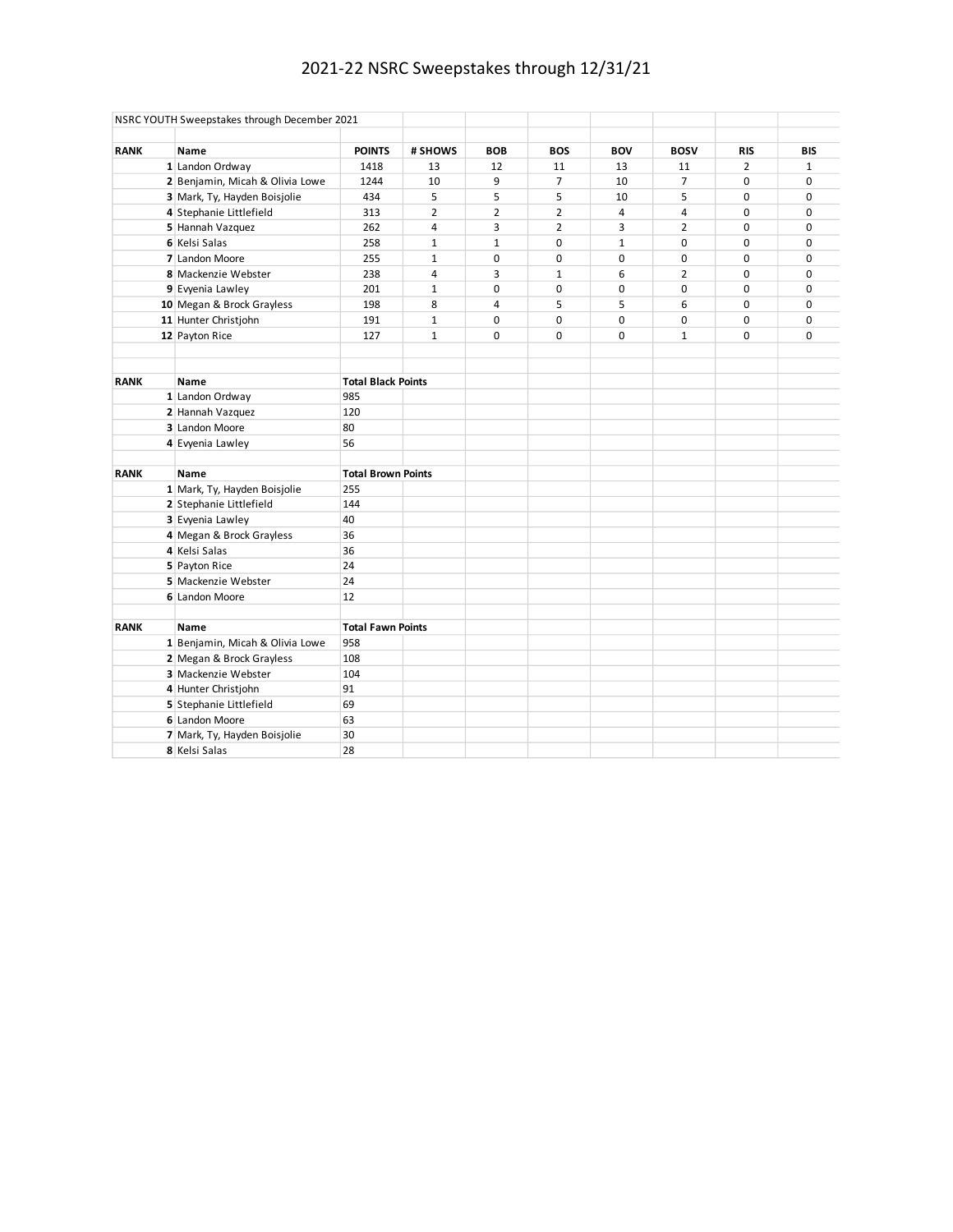# 2021-22 NSRC Sweepstakes through 12/31/21

NSRC YOUTH Sweepstakes through December 2021

| RANK | Name | POINTS | # SHOWS | BOB | BOS | BOV | BOSV | RIS | BIS |
|---|---|---|---|---|---|---|---|---|---|
| 1 | Landon Ordway | 1418 | 13 | 12 | 11 | 13 | 11 | 2 | 1 |
| 2 | Benjamin, Micah & Olivia Lowe | 1244 | 10 | 9 | 7 | 10 | 7 | 0 | 0 |
| 3 | Mark, Ty, Hayden Boisjolie | 434 | 5 | 5 | 5 | 10 | 5 | 0 | 0 |
| 4 | Stephanie Littlefield | 313 | 2 | 2 | 2 | 4 | 4 | 0 | 0 |
| 5 | Hannah Vazquez | 262 | 4 | 3 | 2 | 3 | 2 | 0 | 0 |
| 6 | Kelsi Salas | 258 | 1 | 1 | 0 | 1 | 0 | 0 | 0 |
| 7 | Landon Moore | 255 | 1 | 0 | 0 | 0 | 0 | 0 | 0 |
| 8 | Mackenzie Webster | 238 | 4 | 3 | 1 | 6 | 2 | 0 | 0 |
| 9 | Evyenia Lawley | 201 | 1 | 0 | 0 | 0 | 0 | 0 | 0 |
| 10 | Megan & Brock Grayless | 198 | 8 | 4 | 5 | 5 | 6 | 0 | 0 |
| 11 | Hunter Christjohn | 191 | 1 | 0 | 0 | 0 | 0 | 0 | 0 |
| 12 | Payton Rice | 127 | 1 | 0 | 0 | 0 | 1 | 0 | 0 |

| RANK | Name | Total Black Points |
|---|---|---|
| 1 | Landon Ordway | 985 |
| 2 | Hannah Vazquez | 120 |
| 3 | Landon Moore | 80 |
| 4 | Evyenia Lawley | 56 |

| RANK | Name | Total Brown Points |
|---|---|---|
| 1 | Mark, Ty, Hayden Boisjolie | 255 |
| 2 | Stephanie Littlefield | 144 |
| 3 | Evyenia Lawley | 40 |
| 4 | Megan & Brock Grayless | 36 |
| 4 | Kelsi Salas | 36 |
| 5 | Payton Rice | 24 |
| 5 | Mackenzie Webster | 24 |
| 6 | Landon Moore | 12 |

| RANK | Name | Total Fawn Points |
|---|---|---|
| 1 | Benjamin, Micah & Olivia Lowe | 958 |
| 2 | Megan & Brock Grayless | 108 |
| 3 | Mackenzie Webster | 104 |
| 4 | Hunter Christjohn | 91 |
| 5 | Stephanie Littlefield | 69 |
| 6 | Landon Moore | 63 |
| 7 | Mark, Ty, Hayden Boisjolie | 30 |
| 8 | Kelsi Salas | 28 |